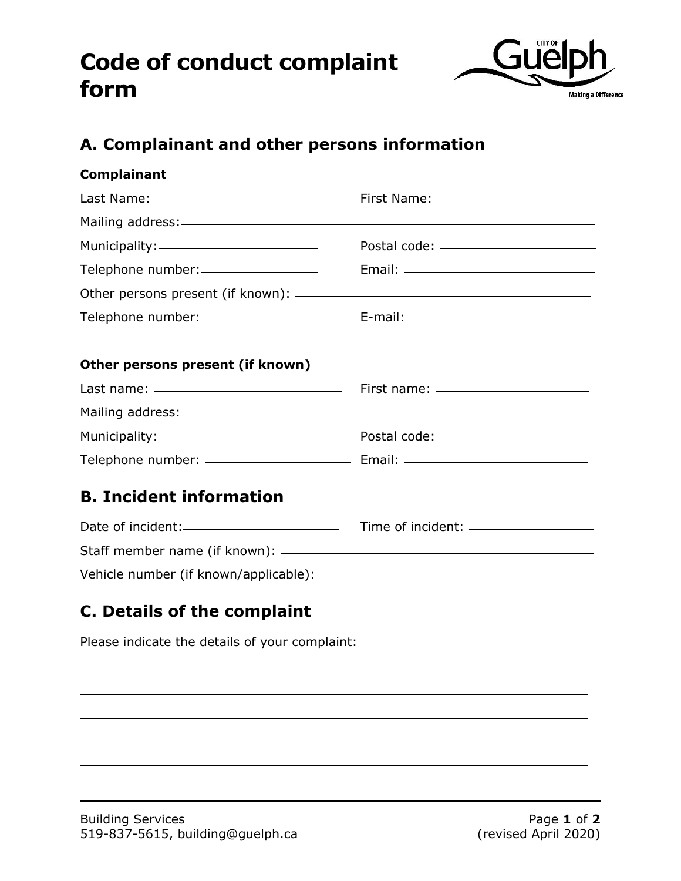# Code of conduct complaint form

## A. Complainant and other persons information

**Complainant**

Last Name: \_\_\_\_\_\_\_\_\_\_\_\_\_\_\_\_\_\_\_\_ First Name: \_\_\_\_\_\_\_\_\_\_\_\_\_\_\_\_\_\_\_\_

Mailing address: \_\_\_\_\_\_\_\_\_\_\_\_\_\_\_\_\_\_\_\_\_\_\_\_\_\_\_\_\_\_\_\_\_\_\_\_\_\_\_\_

Municipality: \_\_\_\_\_\_\_\_\_\_\_\_\_\_\_\_\_\_\_\_ Postal code: \_\_\_\_\_\_\_\_\_\_\_\_\_\_\_\_\_\_\_\_

Telephone number: \_\_\_\_\_\_\_\_\_\_\_\_\_\_\_\_\_\_\_\_ Email: \_\_\_\_\_\_\_\_\_\_\_\_\_\_\_\_\_\_\_\_

Other persons present (if known): \_\_\_\_\_\_\_\_\_\_\_\_\_\_\_\_\_\_\_\_\_\_\_\_\_\_\_\_\_\_\_\_\_\_\_\_\_\_\_\_

Telephone number: \_\_\_\_\_\_\_\_\_\_\_\_\_\_\_\_\_\_\_\_ E-mail: \_\_\_\_\_\_\_\_\_\_\_\_\_\_\_\_\_\_\_\_

**Other persons present (if known)**

Last name: \_\_\_\_\_\_\_\_\_\_\_\_\_\_\_\_\_\_\_\_ First name: \_\_\_\_\_\_\_\_\_\_\_\_\_\_\_\_\_\_\_\_

Mailing address: \_\_\_\_\_\_\_\_\_\_\_\_\_\_\_\_\_\_\_\_\_\_\_\_\_\_\_\_\_\_\_\_\_\_\_\_\_\_\_\_

Municipality: \_\_\_\_\_\_\_\_\_\_\_\_\_\_\_\_\_\_\_\_ Postal code: \_\_\_\_\_\_\_\_\_\_\_\_\_\_\_\_\_\_\_\_

Telephone number: \_\_\_\_\_\_\_\_\_\_\_\_\_\_\_\_\_\_\_\_ Email: \_\_\_\_\_\_\_\_\_\_\_\_\_\_\_\_\_\_\_\_

## B. Incident information

Date of incident: \_\_\_\_\_\_\_\_\_\_\_\_\_\_\_\_\_\_\_\_ Time of incident: \_\_\_\_\_\_\_\_\_\_\_\_\_\_\_\_\_\_\_\_

Staff member name (if known): \_\_\_\_\_\_\_\_\_\_\_\_\_\_\_\_\_\_\_\_\_\_\_\_\_\_\_\_\_\_\_\_\_\_\_\_\_\_\_\_

Vehicle number (if known/applicable): \_\_\_\_\_\_\_\_\_\_\_\_\_\_\_\_\_\_\_\_\_\_\_\_\_\_\_\_\_\_\_\_\_\_\_\_\_\_\_\_

## C. Details of the complaint

Please indicate the details of your complaint:

\_\_\_\_\_\_\_\_\_\_\_\_\_\_\_\_\_\_\_\_\_\_\_\_\_\_\_\_\_\_\_\_\_\_\_\_\_\_\_\_\_\_\_\_\_\_\_\_\_\_\_\_\_\_\_\_

\_\_\_\_\_\_\_\_\_\_\_\_\_\_\_\_\_\_\_\_\_\_\_\_\_\_\_\_\_\_\_\_\_\_\_\_\_\_\_\_\_\_\_\_\_\_\_\_\_\_\_\_\_\_\_\_

\_\_\_\_\_\_\_\_\_\_\_\_\_\_\_\_\_\_\_\_\_\_\_\_\_\_\_\_\_\_\_\_\_\_\_\_\_\_\_\_\_\_\_\_\_\_\_\_\_\_\_\_\_\_\_\_

\_\_\_\_\_\_\_\_\_\_\_\_\_\_\_\_\_\_\_\_\_\_\_\_\_\_\_\_\_\_\_\_\_\_\_\_\_\_\_\_\_\_\_\_\_\_\_\_\_\_\_\_\_\_\_\_

\_\_\_\_\_\_\_\_\_\_\_\_\_\_\_\_\_\_\_\_\_\_\_\_\_\_\_\_\_\_\_\_\_\_\_\_\_\_\_\_\_\_\_\_\_\_\_\_\_\_\_\_\_\_\_\_

Building Services
519-837-5615, building@guelph.ca

(revised April 2020)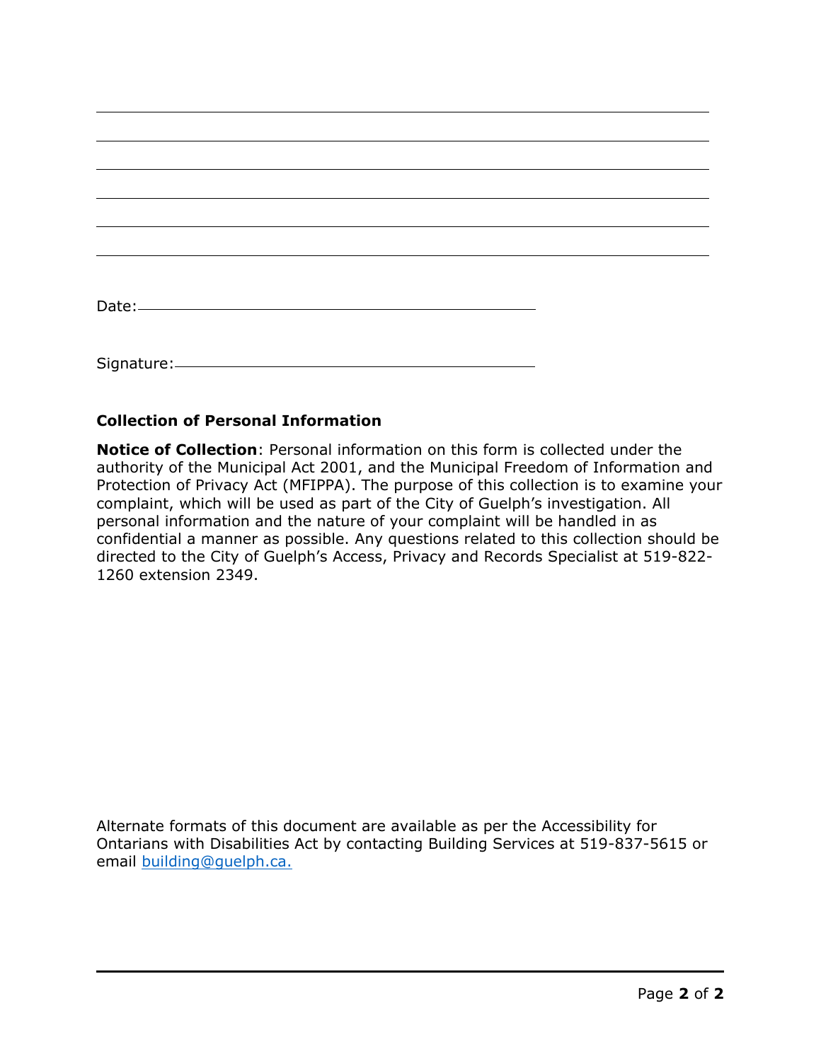Date: \_\_\_\_\_\_\_\_\_\_\_\_\_\_\_\_\_\_\_\_\_\_\_\_\_\_\_\_\_\_\_\_\_\_\_\_\_\_\_\_

Signature: \_\_\_\_\_\_\_\_\_\_\_\_\_\_\_\_\_\_\_\_\_\_\_\_\_\_\_\_\_\_\_\_\_\_\_\_\_\_\_\_

**Collection of Personal Information**

**Notice of Collection**: Personal information on this form is collected under the authority of the Municipal Act 2001, and the Municipal Freedom of Information and Protection of Privacy Act (MFIPPA). The purpose of this collection is to examine your complaint, which will be used as part of the City of Guelph's investigation. All personal information and the nature of your complaint will be handled in as confidential a manner as possible. Any questions related to this collection should be directed to the City of Guelph's Access, Privacy and Records Specialist at 519-822-1260 extension 2349.

Alternate formats of this document are available as per the Accessibility for Ontarians with Disabilities Act by contacting Building Services at 519-837-5615 or email building@guelph.ca.